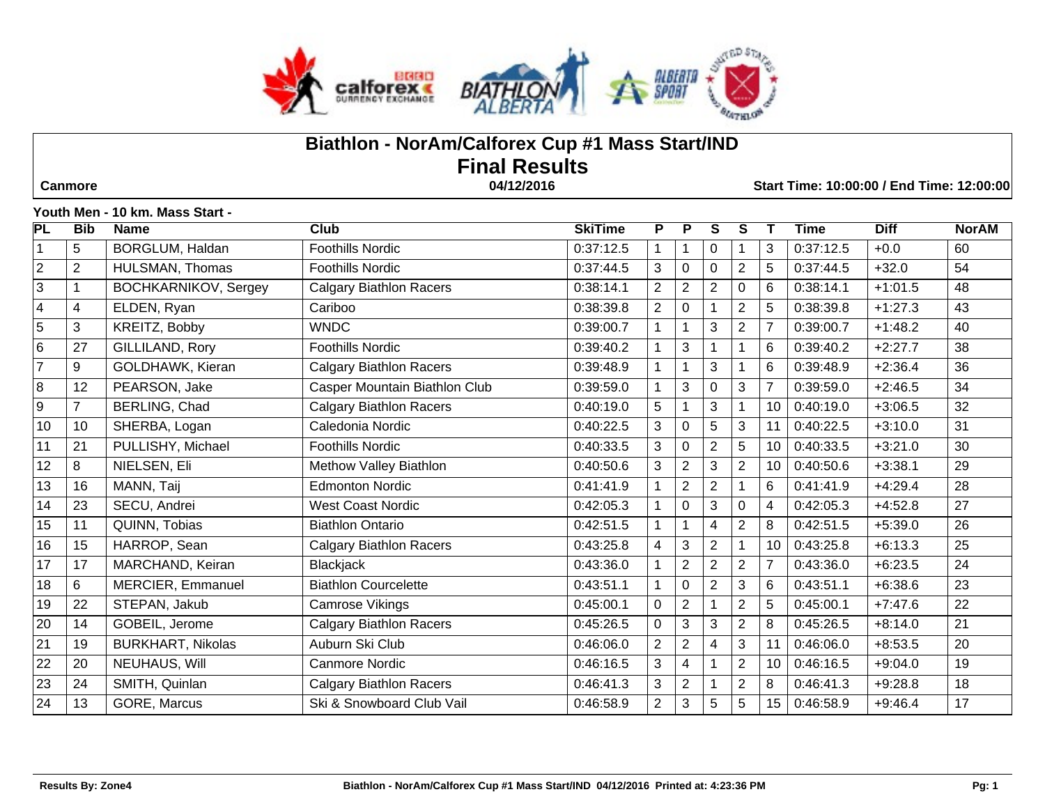# Biathlon - NorAm/Calforex Cup #1 Mass Start/IND

## Final Results

**Canmore** | **04/12/2016** | **Start Time: 10:00:00 / End Time: 12:00:00**

### Youth Men - 10 km. Mass Start -

| PL | Bib | Name | Club | SkiTime | P | P | S | S | T | Time | Diff | NorAM |
|---|---|---|---|---|---|---|---|---|---|---|---|---|
| 1 | 5 | BORGLUM, Haldan | Foothills Nordic | 0:37:12.5 | 1 | 1 | 0 | 1 | 3 | 0:37:12.5 | +0.0 | 60 |
| 2 | 2 | HULSMAN, Thomas | Foothills Nordic | 0:37:44.5 | 3 | 0 | 0 | 2 | 5 | 0:37:44.5 | +32.0 | 54 |
| 3 | 1 | BOCHKARNIKOV, Sergey | Calgary Biathlon Racers | 0:38:14.1 | 2 | 2 | 2 | 0 | 6 | 0:38:14.1 | +1:01.5 | 48 |
| 4 | 4 | ELDEN, Ryan | Cariboo | 0:38:39.8 | 2 | 0 | 1 | 2 | 5 | 0:38:39.8 | +1:27.3 | 43 |
| 5 | 3 | KREITZ, Bobby | WNDC | 0:39:00.7 | 1 | 1 | 3 | 2 | 7 | 0:39:00.7 | +1:48.2 | 40 |
| 6 | 27 | GILLILAND, Rory | Foothills Nordic | 0:39:40.2 | 1 | 3 | 1 | 1 | 6 | 0:39:40.2 | +2:27.7 | 38 |
| 7 | 9 | GOLDHAWK, Kieran | Calgary Biathlon Racers | 0:39:48.9 | 1 | 1 | 3 | 1 | 6 | 0:39:48.9 | +2:36.4 | 36 |
| 8 | 12 | PEARSON, Jake | Casper Mountain Biathlon Club | 0:39:59.0 | 1 | 3 | 0 | 3 | 7 | 0:39:59.0 | +2:46.5 | 34 |
| 9 | 7 | BERLING, Chad | Calgary Biathlon Racers | 0:40:19.0 | 5 | 1 | 3 | 1 | 10 | 0:40:19.0 | +3:06.5 | 32 |
| 10 | 10 | SHERBA, Logan | Caledonia Nordic | 0:40:22.5 | 3 | 0 | 5 | 3 | 11 | 0:40:22.5 | +3:10.0 | 31 |
| 11 | 21 | PULLISHY, Michael | Foothills Nordic | 0:40:33.5 | 3 | 0 | 2 | 5 | 10 | 0:40:33.5 | +3:21.0 | 30 |
| 12 | 8 | NIELSEN, Eli | Methow Valley Biathlon | 0:40:50.6 | 3 | 2 | 3 | 2 | 10 | 0:40:50.6 | +3:38.1 | 29 |
| 13 | 16 | MANN, Taij | Edmonton Nordic | 0:41:41.9 | 1 | 2 | 2 | 1 | 6 | 0:41:41.9 | +4:29.4 | 28 |
| 14 | 23 | SECU, Andrei | West Coast Nordic | 0:42:05.3 | 1 | 0 | 3 | 0 | 4 | 0:42:05.3 | +4:52.8 | 27 |
| 15 | 11 | QUINN, Tobias | Biathlon Ontario | 0:42:51.5 | 1 | 1 | 4 | 2 | 8 | 0:42:51.5 | +5:39.0 | 26 |
| 16 | 15 | HARROP, Sean | Calgary Biathlon Racers | 0:43:25.8 | 4 | 3 | 2 | 1 | 10 | 0:43:25.8 | +6:13.3 | 25 |
| 17 | 17 | MARCHAND, Keiran | Blackjack | 0:43:36.0 | 1 | 2 | 2 | 2 | 7 | 0:43:36.0 | +6:23.5 | 24 |
| 18 | 6 | MERCIER, Emmanuel | Biathlon Courcelette | 0:43:51.1 | 1 | 0 | 2 | 3 | 6 | 0:43:51.1 | +6:38.6 | 23 |
| 19 | 22 | STEPAN, Jakub | Camrose Vikings | 0:45:00.1 | 0 | 2 | 1 | 2 | 5 | 0:45:00.1 | +7:47.6 | 22 |
| 20 | 14 | GOBEIL, Jerome | Calgary Biathlon Racers | 0:45:26.5 | 0 | 3 | 3 | 2 | 8 | 0:45:26.5 | +8:14.0 | 21 |
| 21 | 19 | BURKHART, Nikolas | Auburn Ski Club | 0:46:06.0 | 2 | 2 | 4 | 3 | 11 | 0:46:06.0 | +8:53.5 | 20 |
| 22 | 20 | NEUHAUS, Will | Canmore Nordic | 0:46:16.5 | 3 | 4 | 1 | 2 | 10 | 0:46:16.5 | +9:04.0 | 19 |
| 23 | 24 | SMITH, Quinlan | Calgary Biathlon Racers | 0:46:41.3 | 3 | 2 | 1 | 2 | 8 | 0:46:41.3 | +9:28.8 | 18 |
| 24 | 13 | GORE, Marcus | Ski & Snowboard Club Vail | 0:46:58.9 | 2 | 3 | 5 | 5 | 15 | 0:46:58.9 | +9:46.4 | 17 |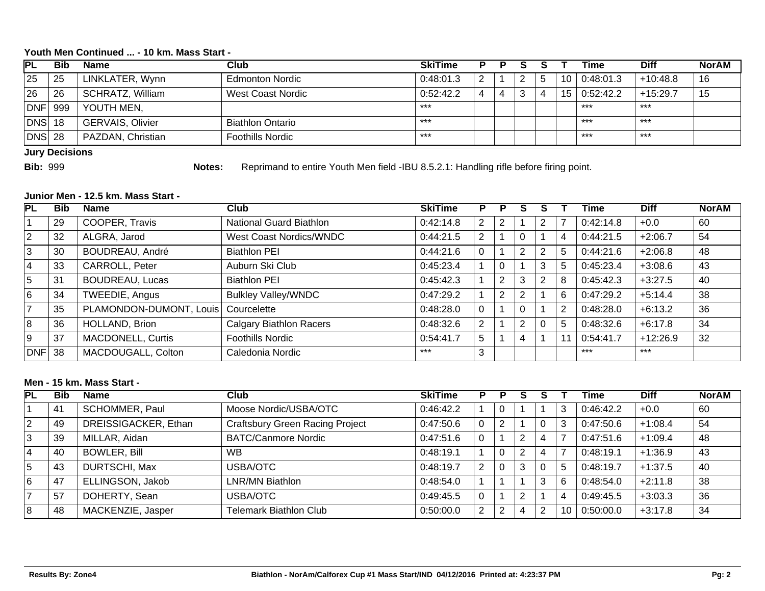### Youth Men Continued ... - 10 km. Mass Start -

| PL | Bib | Name | Club | SkiTime | P | P | S | S | T | Time | Diff | NorAM |
|---|---|---|---|---|---|---|---|---|---|---|---|---|
| 25 | 25 | LINKLATER, Wynn | Edmonton Nordic | 0:48:01.3 | 2 | 1 | 2 | 5 | 10 | 0:48:01.3 | +10:48.8 | 16 |
| 26 | 26 | SCHRATZ, William | West Coast Nordic | 0:52:42.2 | 4 | 4 | 3 | 4 | 15 | 0:52:42.2 | +15:29.7 | 15 |
| DNF | 999 | YOUTH MEN, | | *** | | | | | | *** | *** | |
| DNS | 18 | GERVAIS, Olivier | Biathlon Ontario | *** | | | | | | *** | *** | |
| DNS | 28 | PAZDAN, Christian | Foothills Nordic | *** | | | | | | *** | *** | |

**Jury Decisions**

**Bib:** 999 **Notes:** Reprimand to entire Youth Men field -IBU 8.5.2.1: Handling rifle before firing point.

### Junior Men - 12.5 km. Mass Start -

| PL | Bib | Name | Club | SkiTime | P | P | S | S | T | Time | Diff | NorAM |
|---|---|---|---|---|---|---|---|---|---|---|---|---|
| 1 | 29 | COOPER, Travis | National Guard Biathlon | 0:42:14.8 | 2 | 2 | 1 | 2 | 7 | 0:42:14.8 | +0.0 | 60 |
| 2 | 32 | ALGRA, Jarod | West Coast Nordics/WNDC | 0:44:21.5 | 2 | 1 | 0 | 1 | 4 | 0:44:21.5 | +2:06.7 | 54 |
| 3 | 30 | BOUDREAU, André | Biathlon PEI | 0:44:21.6 | 0 | 1 | 2 | 2 | 5 | 0:44:21.6 | +2:06.8 | 48 |
| 4 | 33 | CARROLL, Peter | Auburn Ski Club | 0:45:23.4 | 1 | 0 | 1 | 3 | 5 | 0:45:23.4 | +3:08.6 | 43 |
| 5 | 31 | BOUDREAU, Lucas | Biathlon PEI | 0:45:42.3 | 1 | 2 | 3 | 2 | 8 | 0:45:42.3 | +3:27.5 | 40 |
| 6 | 34 | TWEEDIE, Angus | Bulkley Valley/WNDC | 0:47:29.2 | 1 | 2 | 2 | 1 | 6 | 0:47:29.2 | +5:14.4 | 38 |
| 7 | 35 | PLAMONDON-DUMONT, Louis | Courcelette | 0:48:28.0 | 0 | 1 | 0 | 1 | 2 | 0:48:28.0 | +6:13.2 | 36 |
| 8 | 36 | HOLLAND, Brion | Calgary Biathlon Racers | 0:48:32.6 | 2 | 1 | 2 | 0 | 5 | 0:48:32.6 | +6:17.8 | 34 |
| 9 | 37 | MACDONELL, Curtis | Foothills Nordic | 0:54:41.7 | 5 | 1 | 4 | 1 | 11 | 0:54:41.7 | +12:26.9 | 32 |
| DNF | 38 | MACDOUGALL, Colton | Caledonia Nordic | *** | 3 | | | | | *** | *** | |

### Men - 15 km. Mass Start -

| PL | Bib | Name | Club | SkiTime | P | P | S | S | T | Time | Diff | NorAM |
|---|---|---|---|---|---|---|---|---|---|---|---|---|
| 1 | 41 | SCHOMMER, Paul | Moose Nordic/USBA/OTC | 0:46:42.2 | 1 | 0 | 1 | 1 | 3 | 0:46:42.2 | +0.0 | 60 |
| 2 | 49 | DREISSIGACKER, Ethan | Craftsbury Green Racing Project | 0:47:50.6 | 0 | 2 | 1 | 0 | 3 | 0:47:50.6 | +1:08.4 | 54 |
| 3 | 39 | MILLAR, Aidan | BATC/Canmore Nordic | 0:47:51.6 | 0 | 1 | 2 | 4 | 7 | 0:47:51.6 | +1:09.4 | 48 |
| 4 | 40 | BOWLER, Bill | WB | 0:48:19.1 | 1 | 0 | 2 | 4 | 7 | 0:48:19.1 | +1:36.9 | 43 |
| 5 | 43 | DURTSCHI, Max | USBA/OTC | 0:48:19.7 | 2 | 0 | 3 | 0 | 5 | 0:48:19.7 | +1:37.5 | 40 |
| 6 | 47 | ELLINGSON, Jakob | LNR/MN Biathlon | 0:48:54.0 | 1 | 1 | 1 | 3 | 6 | 0:48:54.0 | +2:11.8 | 38 |
| 7 | 57 | DOHERTY, Sean | USBA/OTC | 0:49:45.5 | 0 | 1 | 2 | 1 | 4 | 0:49:45.5 | +3:03.3 | 36 |
| 8 | 48 | MACKENZIE, Jasper | Telemark Biathlon Club | 0:50:00.0 | 2 | 2 | 4 | 2 | 10 | 0:50:00.0 | +3:17.8 | 34 |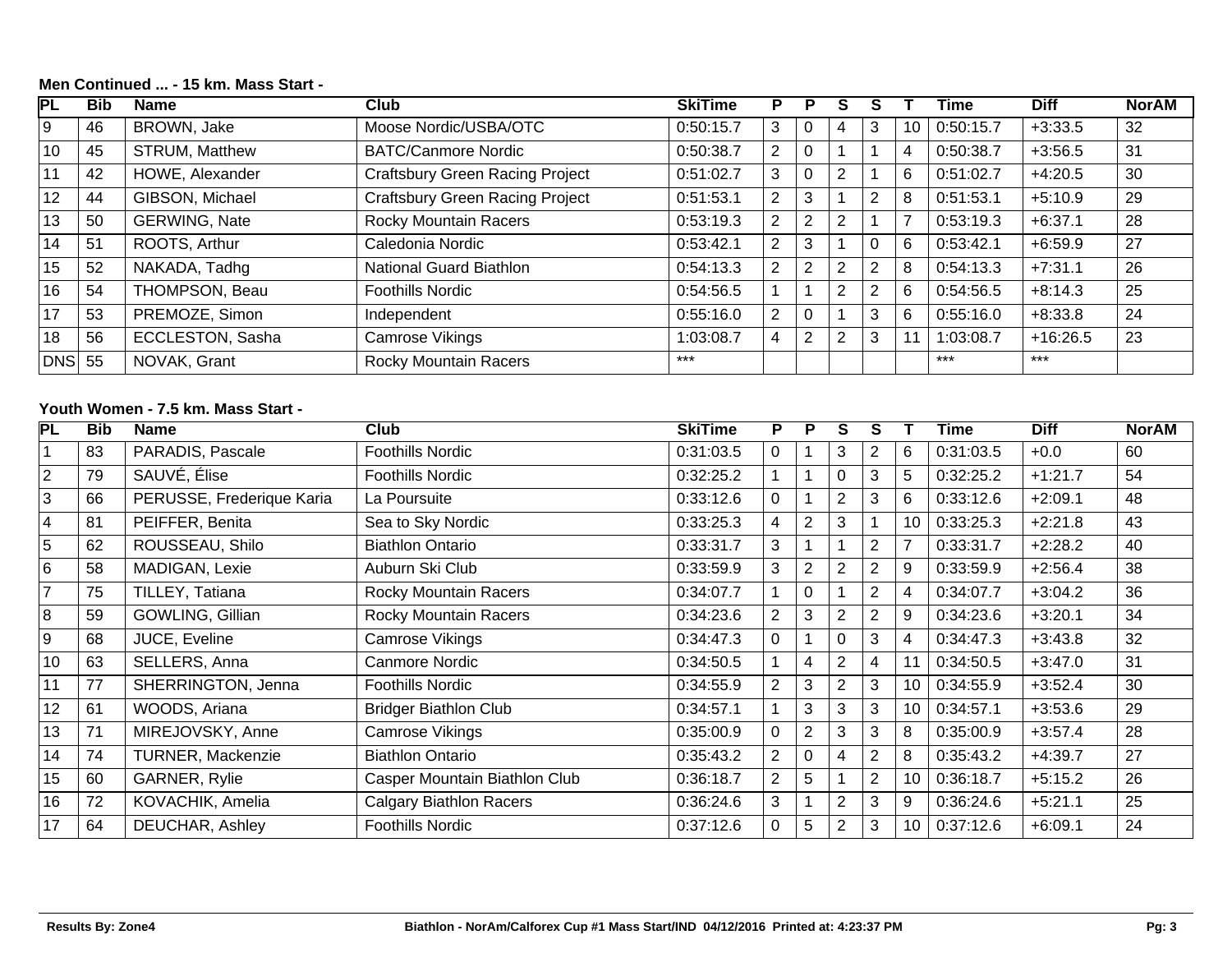**Men Continued ... - 15 km. Mass Start -**

| PL | Bib | Name | Club | SkiTime | P | P | S | S | T | Time | Diff | NorAM |
|---|---|---|---|---|---|---|---|---|---|---|---|---|
| 9 | 46 | BROWN, Jake | Moose Nordic/USBA/OTC | 0:50:15.7 | 3 | 0 | 4 | 3 | 10 | 0:50:15.7 | +3:33.5 | 32 |
| 10 | 45 | STRUM, Matthew | BATC/Canmore Nordic | 0:50:38.7 | 2 | 0 | 1 | 1 | 4 | 0:50:38.7 | +3:56.5 | 31 |
| 11 | 42 | HOWE, Alexander | Craftsbury Green Racing Project | 0:51:02.7 | 3 | 0 | 2 | 1 | 6 | 0:51:02.7 | +4:20.5 | 30 |
| 12 | 44 | GIBSON, Michael | Craftsbury Green Racing Project | 0:51:53.1 | 2 | 3 | 1 | 2 | 8 | 0:51:53.1 | +5:10.9 | 29 |
| 13 | 50 | GERWING, Nate | Rocky Mountain Racers | 0:53:19.3 | 2 | 2 | 2 | 1 | 7 | 0:53:19.3 | +6:37.1 | 28 |
| 14 | 51 | ROOTS, Arthur | Caledonia Nordic | 0:53:42.1 | 2 | 3 | 1 | 0 | 6 | 0:53:42.1 | +6:59.9 | 27 |
| 15 | 52 | NAKADA, Tadhg | National Guard Biathlon | 0:54:13.3 | 2 | 2 | 2 | 2 | 8 | 0:54:13.3 | +7:31.1 | 26 |
| 16 | 54 | THOMPSON, Beau | Foothills Nordic | 0:54:56.5 | 1 | 1 | 2 | 2 | 6 | 0:54:56.5 | +8:14.3 | 25 |
| 17 | 53 | PREMOZE, Simon | Independent | 0:55:16.0 | 2 | 0 | 1 | 3 | 6 | 0:55:16.0 | +8:33.8 | 24 |
| 18 | 56 | ECCLESTON, Sasha | Camrose Vikings | 1:03:08.7 | 4 | 2 | 2 | 3 | 11 | 1:03:08.7 | +16:26.5 | 23 |
| DNS | 55 | NOVAK, Grant | Rocky Mountain Racers | *** | | | | | | *** | *** | |

**Youth Women - 7.5 km. Mass Start -**

| PL | Bib | Name | Club | SkiTime | P | P | S | S | T | Time | Diff | NorAM |
|---|---|---|---|---|---|---|---|---|---|---|---|---|
| 1 | 83 | PARADIS, Pascale | Foothills Nordic | 0:31:03.5 | 0 | 1 | 3 | 2 | 6 | 0:31:03.5 | +0.0 | 60 |
| 2 | 79 | SAUVÉ, Élise | Foothills Nordic | 0:32:25.2 | 1 | 1 | 0 | 3 | 5 | 0:32:25.2 | +1:21.7 | 54 |
| 3 | 66 | PERUSSE, Frederique Karia | La Poursuite | 0:33:12.6 | 0 | 1 | 2 | 3 | 6 | 0:33:12.6 | +2:09.1 | 48 |
| 4 | 81 | PEIFFER, Benita | Sea to Sky Nordic | 0:33:25.3 | 4 | 2 | 3 | 1 | 10 | 0:33:25.3 | +2:21.8 | 43 |
| 5 | 62 | ROUSSEAU, Shilo | Biathlon Ontario | 0:33:31.7 | 3 | 1 | 1 | 2 | 7 | 0:33:31.7 | +2:28.2 | 40 |
| 6 | 58 | MADIGAN, Lexie | Auburn Ski Club | 0:33:59.9 | 3 | 2 | 2 | 2 | 9 | 0:33:59.9 | +2:56.4 | 38 |
| 7 | 75 | TILLEY, Tatiana | Rocky Mountain Racers | 0:34:07.7 | 1 | 0 | 1 | 2 | 4 | 0:34:07.7 | +3:04.2 | 36 |
| 8 | 59 | GOWLING, Gillian | Rocky Mountain Racers | 0:34:23.6 | 2 | 3 | 2 | 2 | 9 | 0:34:23.6 | +3:20.1 | 34 |
| 9 | 68 | JUCE, Eveline | Camrose Vikings | 0:34:47.3 | 0 | 1 | 0 | 3 | 4 | 0:34:47.3 | +3:43.8 | 32 |
| 10 | 63 | SELLERS, Anna | Canmore Nordic | 0:34:50.5 | 1 | 4 | 2 | 4 | 11 | 0:34:50.5 | +3:47.0 | 31 |
| 11 | 77 | SHERRINGTON, Jenna | Foothills Nordic | 0:34:55.9 | 2 | 3 | 2 | 3 | 10 | 0:34:55.9 | +3:52.4 | 30 |
| 12 | 61 | WOODS, Ariana | Bridger Biathlon Club | 0:34:57.1 | 1 | 3 | 3 | 3 | 10 | 0:34:57.1 | +3:53.6 | 29 |
| 13 | 71 | MIREJOVSKY, Anne | Camrose Vikings | 0:35:00.9 | 0 | 2 | 3 | 3 | 8 | 0:35:00.9 | +3:57.4 | 28 |
| 14 | 74 | TURNER, Mackenzie | Biathlon Ontario | 0:35:43.2 | 2 | 0 | 4 | 2 | 8 | 0:35:43.2 | +4:39.7 | 27 |
| 15 | 60 | GARNER, Rylie | Casper Mountain Biathlon Club | 0:36:18.7 | 2 | 5 | 1 | 2 | 10 | 0:36:18.7 | +5:15.2 | 26 |
| 16 | 72 | KOVACHIK, Amelia | Calgary Biathlon Racers | 0:36:24.6 | 3 | 1 | 2 | 3 | 9 | 0:36:24.6 | +5:21.1 | 25 |
| 17 | 64 | DEUCHAR, Ashley | Foothills Nordic | 0:37:12.6 | 0 | 5 | 2 | 3 | 10 | 0:37:12.6 | +6:09.1 | 24 |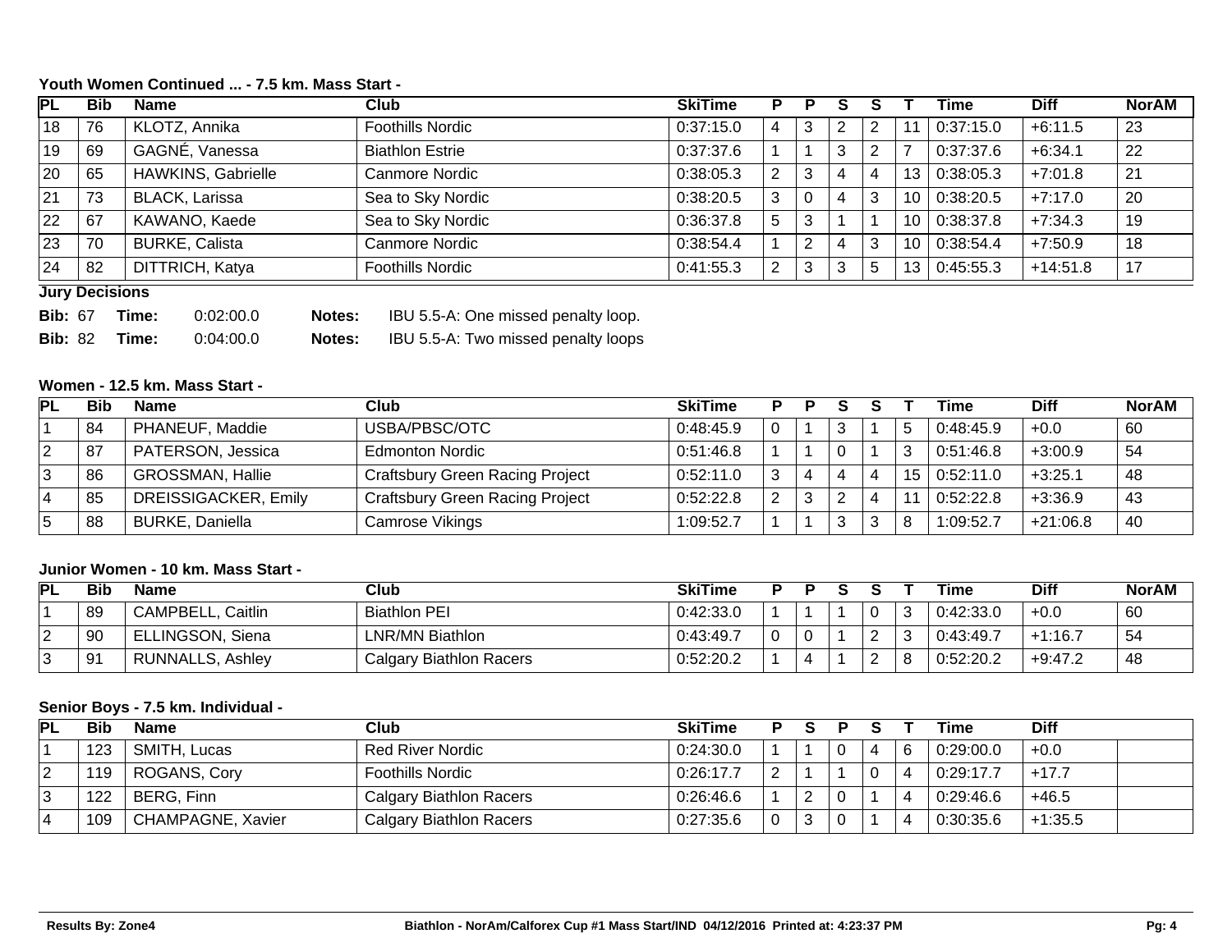### Youth Women Continued ... - 7.5 km. Mass Start -

| PL | Bib | Name | Club | SkiTime | P | P | S | S | T | Time | Diff | NorAM |
|---|---|---|---|---|---|---|---|---|---|---|---|---|
| 18 | 76 | KLOTZ, Annika | Foothills Nordic | 0:37:15.0 | 4 | 3 | 2 | 2 | 11 | 0:37:15.0 | +6:11.5 | 23 |
| 19 | 69 | GAGNÉ, Vanessa | Biathlon Estrie | 0:37:37.6 | 1 | 1 | 3 | 2 | 7 | 0:37:37.6 | +6:34.1 | 22 |
| 20 | 65 | HAWKINS, Gabrielle | Canmore Nordic | 0:38:05.3 | 2 | 3 | 4 | 4 | 13 | 0:38:05.3 | +7:01.8 | 21 |
| 21 | 73 | BLACK, Larissa | Sea to Sky Nordic | 0:38:20.5 | 3 | 0 | 4 | 3 | 10 | 0:38:20.5 | +7:17.0 | 20 |
| 22 | 67 | KAWANO, Kaede | Sea to Sky Nordic | 0:36:37.8 | 5 | 3 | 1 | 1 | 10 | 0:38:37.8 | +7:34.3 | 19 |
| 23 | 70 | BURKE, Calista | Canmore Nordic | 0:38:54.4 | 1 | 2 | 4 | 3 | 10 | 0:38:54.4 | +7:50.9 | 18 |
| 24 | 82 | DITTRICH, Katya | Foothills Nordic | 0:41:55.3 | 2 | 3 | 3 | 5 | 13 | 0:45:55.3 | +14:51.8 | 17 |

**Jury Decisions**

**Bib:** 67 **Time:** 0:02:00.0 **Notes:** IBU 5.5-A: One missed penalty loop.

**Bib:** 82 **Time:** 0:04:00.0 **Notes:** IBU 5.5-A: Two missed penalty loops

### Women - 12.5 km. Mass Start -

| PL | Bib | Name | Club | SkiTime | P | P | S | S | T | Time | Diff | NorAM |
|---|---|---|---|---|---|---|---|---|---|---|---|---|
| 1 | 84 | PHANEUF, Maddie | USBA/PBSC/OTC | 0:48:45.9 | 0 | 1 | 3 | 1 | 5 | 0:48:45.9 | +0.0 | 60 |
| 2 | 87 | PATERSON, Jessica | Edmonton Nordic | 0:51:46.8 | 1 | 1 | 0 | 1 | 3 | 0:51:46.8 | +3:00.9 | 54 |
| 3 | 86 | GROSSMAN, Hallie | Craftsbury Green Racing Project | 0:52:11.0 | 3 | 4 | 4 | 4 | 15 | 0:52:11.0 | +3:25.1 | 48 |
| 4 | 85 | DREISSIGACKER, Emily | Craftsbury Green Racing Project | 0:52:22.8 | 2 | 3 | 2 | 4 | 11 | 0:52:22.8 | +3:36.9 | 43 |
| 5 | 88 | BURKE, Daniella | Camrose Vikings | 1:09:52.7 | 1 | 1 | 3 | 3 | 8 | 1:09:52.7 | +21:06.8 | 40 |

### Junior Women - 10 km. Mass Start -

| PL | Bib | Name | Club | SkiTime | P | P | S | S | T | Time | Diff | NorAM |
|---|---|---|---|---|---|---|---|---|---|---|---|---|
| 1 | 89 | CAMPBELL, Caitlin | Biathlon PEI | 0:42:33.0 | 1 | 1 | 1 | 0 | 3 | 0:42:33.0 | +0.0 | 60 |
| 2 | 90 | ELLINGSON, Siena | LNR/MN Biathlon | 0:43:49.7 | 0 | 0 | 1 | 2 | 3 | 0:43:49.7 | +1:16.7 | 54 |
| 3 | 91 | RUNNALLS, Ashley | Calgary Biathlon Racers | 0:52:20.2 | 1 | 4 | 1 | 2 | 8 | 0:52:20.2 | +9:47.2 | 48 |

### Senior Boys - 7.5 km. Individual -

| PL | Bib | Name | Club | SkiTime | P | S | P | S | T | Time | Diff | |
|---|---|---|---|---|---|---|---|---|---|---|---|---|
| 1 | 123 | SMITH, Lucas | Red River Nordic | 0:24:30.0 | 1 | 1 | 0 | 4 | 6 | 0:29:00.0 | +0.0 | |
| 2 | 119 | ROGANS, Cory | Foothills Nordic | 0:26:17.7 | 2 | 1 | 1 | 0 | 4 | 0:29:17.7 | +17.7 | |
| 3 | 122 | BERG, Finn | Calgary Biathlon Racers | 0:26:46.6 | 1 | 2 | 0 | 1 | 4 | 0:29:46.6 | +46.5 | |
| 4 | 109 | CHAMPAGNE, Xavier | Calgary Biathlon Racers | 0:27:35.6 | 0 | 3 | 0 | 1 | 4 | 0:30:35.6 | +1:35.5 | |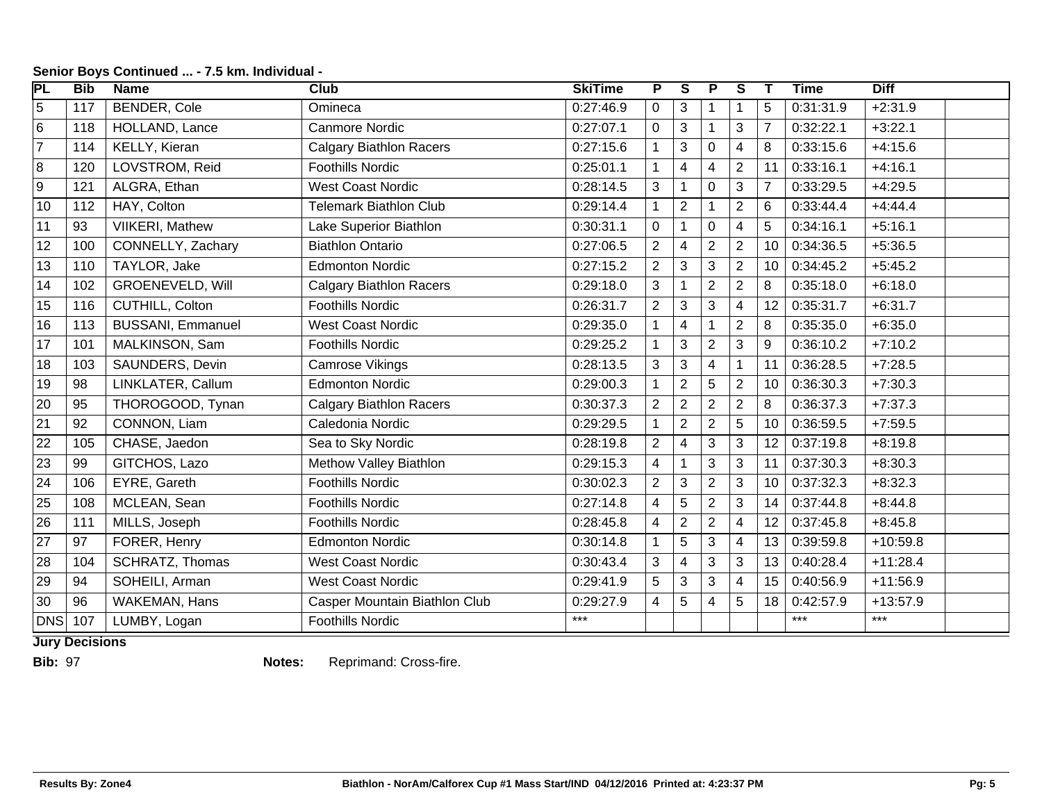**Senior Boys Continued ... - 7.5 km. Individual -**

| PL | Bib | Name | Club | SkiTime | P | S | P | S | T | Time | Diff | |
|---|---|---|---|---|---|---|---|---|---|---|---|---|
| 5 | 117 | BENDER, Cole | Omineca | 0:27:46.9 | 0 | 3 | 1 | 1 | 5 | 0:31:31.9 | +2:31.9 | |
| 6 | 118 | HOLLAND, Lance | Canmore Nordic | 0:27:07.1 | 0 | 3 | 1 | 3 | 7 | 0:32:22.1 | +3:22.1 | |
| 7 | 114 | KELLY, Kieran | Calgary Biathlon Racers | 0:27:15.6 | 1 | 3 | 0 | 4 | 8 | 0:33:15.6 | +4:15.6 | |
| 8 | 120 | LOVSTROM, Reid | Foothills Nordic | 0:25:01.1 | 1 | 4 | 4 | 2 | 11 | 0:33:16.1 | +4:16.1 | |
| 9 | 121 | ALGRA, Ethan | West Coast Nordic | 0:28:14.5 | 3 | 1 | 0 | 3 | 7 | 0:33:29.5 | +4:29.5 | |
| 10 | 112 | HAY, Colton | Telemark Biathlon Club | 0:29:14.4 | 1 | 2 | 1 | 2 | 6 | 0:33:44.4 | +4:44.4 | |
| 11 | 93 | VIIKERI, Mathew | Lake Superior Biathlon | 0:30:31.1 | 0 | 1 | 0 | 4 | 5 | 0:34:16.1 | +5:16.1 | |
| 12 | 100 | CONNELLY, Zachary | Biathlon Ontario | 0:27:06.5 | 2 | 4 | 2 | 2 | 10 | 0:34:36.5 | +5:36.5 | |
| 13 | 110 | TAYLOR, Jake | Edmonton Nordic | 0:27:15.2 | 2 | 3 | 3 | 2 | 10 | 0:34:45.2 | +5:45.2 | |
| 14 | 102 | GROENEVELD, Will | Calgary Biathlon Racers | 0:29:18.0 | 3 | 1 | 2 | 2 | 8 | 0:35:18.0 | +6:18.0 | |
| 15 | 116 | CUTHILL, Colton | Foothills Nordic | 0:26:31.7 | 2 | 3 | 3 | 4 | 12 | 0:35:31.7 | +6:31.7 | |
| 16 | 113 | BUSSANI, Emmanuel | West Coast Nordic | 0:29:35.0 | 1 | 4 | 1 | 2 | 8 | 0:35:35.0 | +6:35.0 | |
| 17 | 101 | MALKINSON, Sam | Foothills Nordic | 0:29:25.2 | 1 | 3 | 2 | 3 | 9 | 0:36:10.2 | +7:10.2 | |
| 18 | 103 | SAUNDERS, Devin | Camrose Vikings | 0:28:13.5 | 3 | 3 | 4 | 1 | 11 | 0:36:28.5 | +7:28.5 | |
| 19 | 98 | LINKLATER, Callum | Edmonton Nordic | 0:29:00.3 | 1 | 2 | 5 | 2 | 10 | 0:36:30.3 | +7:30.3 | |
| 20 | 95 | THOROGOOD, Tynan | Calgary Biathlon Racers | 0:30:37.3 | 2 | 2 | 2 | 2 | 8 | 0:36:37.3 | +7:37.3 | |
| 21 | 92 | CONNON, Liam | Caledonia Nordic | 0:29:29.5 | 1 | 2 | 2 | 5 | 10 | 0:36:59.5 | +7:59.5 | |
| 22 | 105 | CHASE, Jaedon | Sea to Sky Nordic | 0:28:19.8 | 2 | 4 | 3 | 3 | 12 | 0:37:19.8 | +8:19.8 | |
| 23 | 99 | GITCHOS, Lazo | Methow Valley Biathlon | 0:29:15.3 | 4 | 1 | 3 | 3 | 11 | 0:37:30.3 | +8:30.3 | |
| 24 | 106 | EYRE, Gareth | Foothills Nordic | 0:30:02.3 | 2 | 3 | 2 | 3 | 10 | 0:37:32.3 | +8:32.3 | |
| 25 | 108 | MCLEAN, Sean | Foothills Nordic | 0:27:14.8 | 4 | 5 | 2 | 3 | 14 | 0:37:44.8 | +8:44.8 | |
| 26 | 111 | MILLS, Joseph | Foothills Nordic | 0:28:45.8 | 4 | 2 | 2 | 4 | 12 | 0:37:45.8 | +8:45.8 | |
| 27 | 97 | FORER, Henry | Edmonton Nordic | 0:30:14.8 | 1 | 5 | 3 | 4 | 13 | 0:39:59.8 | +10:59.8 | |
| 28 | 104 | SCHRATZ, Thomas | West Coast Nordic | 0:30:43.4 | 3 | 4 | 3 | 3 | 13 | 0:40:28.4 | +11:28.4 | |
| 29 | 94 | SOHEILI, Arman | West Coast Nordic | 0:29:41.9 | 5 | 3 | 3 | 4 | 15 | 0:40:56.9 | +11:56.9 | |
| 30 | 96 | WAKEMAN, Hans | Casper Mountain Biathlon Club | 0:29:27.9 | 4 | 5 | 4 | 5 | 18 | 0:42:57.9 | +13:57.9 | |
| DNS | 107 | LUMBY, Logan | Foothills Nordic | *** | | | | | | *** | *** | |

**Jury Decisions**

**Bib:** 97 **Notes:** Reprimand: Cross-fire.